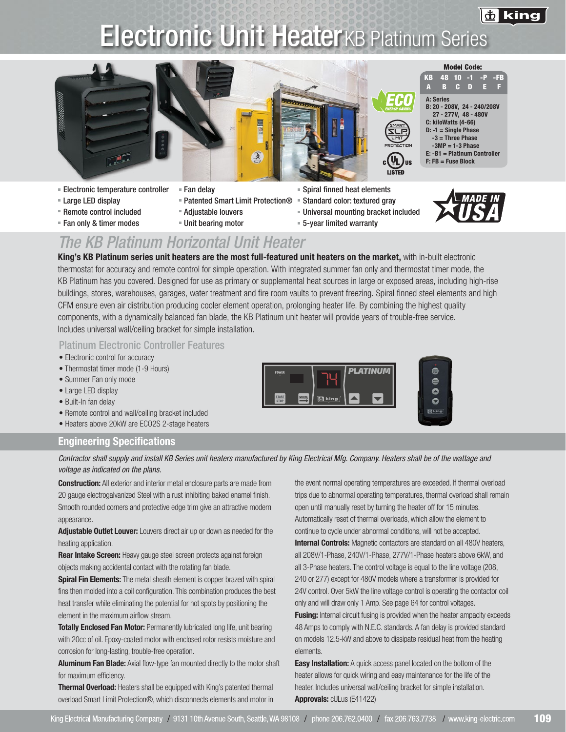# Electronic Unit Heater KB Platinum Series

**Model Code:**

| KB | 48 | 10 | -1 | -P | -FB |
|---|---|---|---|---|---|
| A | B | C | D | E | F |

**A: Series**
**B: 20 - 208V, 24 - 240/208V, 27 - 277V, 48 - 480V**
**C: kiloWatts (4-66)**
**D: -1 = Single Phase, -3 = Three Phase, -3MP = 1-3 Phase**
**E: -B1 = Platinum Controller**
**F: FB = Fuse Block**

- Electronic temperature controller
- Large LED display
- Remote control included
- Fan only & timer modes
- Fan delay
- Patented Smart Limit Protection®
- Adjustable louvers
- Unit bearing motor
- Spiral finned heat elements
- Standard color: textured gray
- Universal mounting bracket included
- 5-year limited warranty

MADE IN USA

## The KB Platinum Horizontal Unit Heater

**King's KB Platinum series unit heaters are the most full-featured unit heaters on the market,** with in-built electronic thermostat for accuracy and remote control for simple operation. With integrated summer fan only and thermostat timer mode, the KB Platinum has you covered. Designed for use as primary or supplemental heat sources in large or exposed areas, including high-rise buildings, stores, warehouses, garages, water treatment and fire room vaults to prevent freezing. Spiral finned steel elements and high CFM ensure even air distribution producing cooler element operation, prolonging heater life. By combining the highest quality components, with a dynamically balanced fan blade, the KB Platinum unit heater will provide years of trouble-free service. Includes universal wall/ceiling bracket for simple installation.

### Platinum Electronic Controller Features

- Electronic control for accuracy
- Thermostat timer mode (1-9 Hours)
- Summer Fan only mode
- Large LED display
- Built-In fan delay
- Remote control and wall/ceiling bracket included
- Heaters above 20kW are ECO2S 2-stage heaters

## Engineering Specifications

*Contractor shall supply and install KB Series unit heaters manufactured by King Electrical Mfg. Company. Heaters shall be of the wattage and voltage as indicated on the plans.*

**Construction:** All exterior and interior metal enclosure parts are made from 20 gauge electrogalvanized Steel with a rust inhibiting baked enamel finish. Smooth rounded corners and protective edge trim give an attractive modern appearance.

**Adjustable Outlet Louver:** Louvers direct air up or down as needed for the heating application.

**Rear Intake Screen:** Heavy gauge steel screen protects against foreign objects making accidental contact with the rotating fan blade.

**Spiral Fin Elements:** The metal sheath element is copper brazed with spiral fins then molded into a coil configuration. This combination produces the best heat transfer while eliminating the potential for hot spots by positioning the element in the maximum airflow stream.

**Totally Enclosed Fan Motor:** Permanently lubricated long life, unit bearing with 20cc of oil. Epoxy-coated motor with enclosed rotor resists moisture and corrosion for long-lasting, trouble-free operation.

**Aluminum Fan Blade:** Axial flow-type fan mounted directly to the motor shaft for maximum efficiency.

**Thermal Overload:** Heaters shall be equipped with King's patented thermal overload Smart Limit Protection®, which disconnects elements and motor in the event normal operating temperatures are exceeded. If thermal overload trips due to abnormal operating temperatures, thermal overload shall remain open until manually reset by turning the heater off for 15 minutes. Automatically reset of thermal overloads, which allow the element to continue to cycle under abnormal conditions, will not be accepted.

**Internal Controls:** Magnetic contactors are standard on all 480V heaters, all 208V/1-Phase, 240V/1-Phase, 277V/1-Phase heaters above 6kW, and all 3-Phase heaters. The control voltage is equal to the line voltage (208, 240 or 277) except for 480V models where a transformer is provided for 24V control. Over 5kW the line voltage control is operating the contactor coil only and will draw only 1 Amp. See page 64 for control voltages.

**Fusing:** Internal circuit fusing is provided when the heater ampacity exceeds 48 Amps to comply with N.E.C. standards. A fan delay is provided standard on models 12.5-kW and above to dissipate residual heat from the heating elements.

**Easy Installation:** A quick access panel located on the bottom of the heater allows for quick wiring and easy maintenance for the life of the heater. Includes universal wall/ceiling bracket for simple installation.

**Approvals:** cULus (E41422)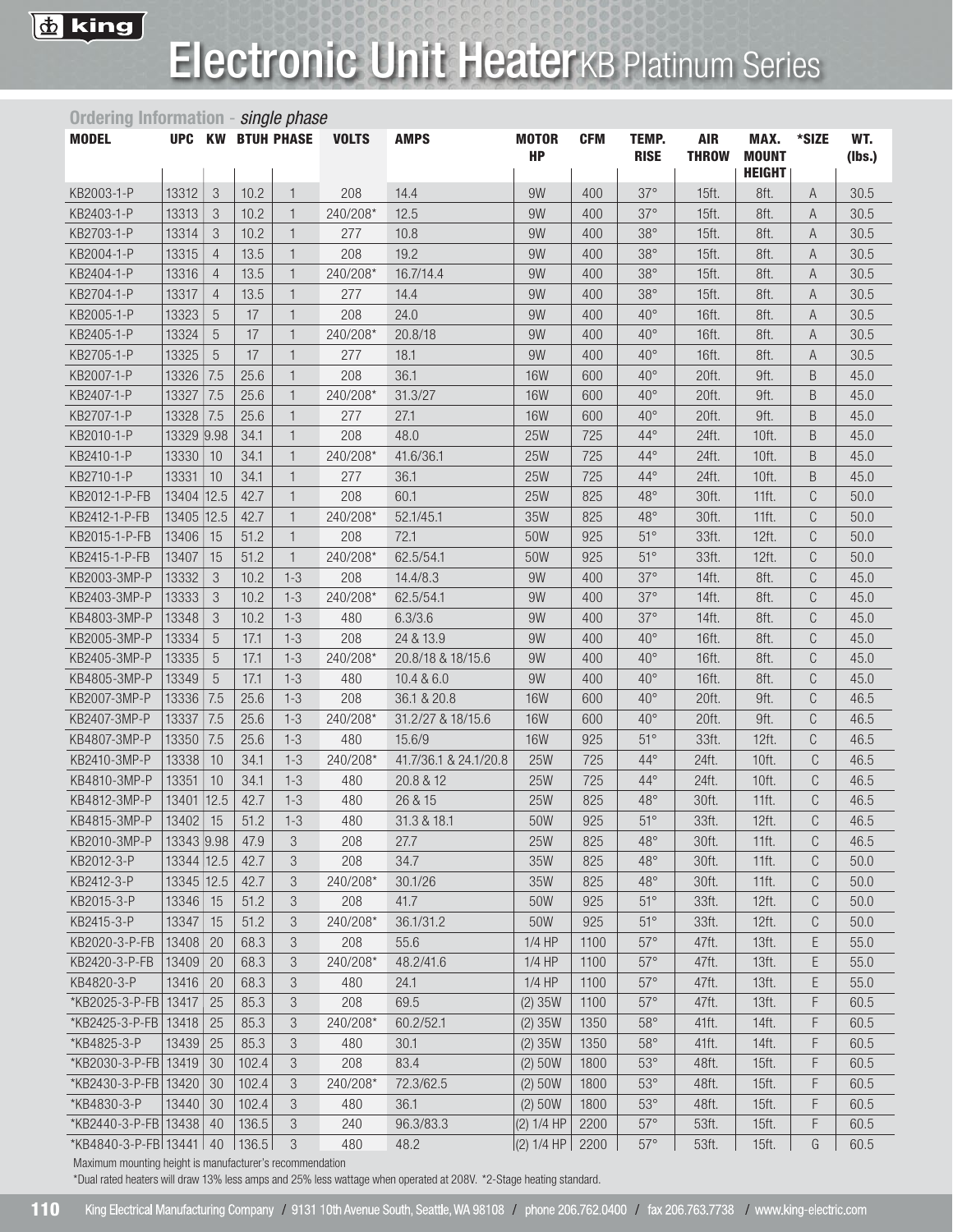# Electronic Unit Heater KB Platinum Series

## Ordering Information - *single phase*

| MODEL | UPC | KW | BTUH | PHASE | VOLTS | AMPS | MOTOR HP | CFM | TEMP. RISE | AIR THROW | MAX. MOUNT HEIGHT | *SIZE | WT. (lbs.) |
|---|---|---|---|---|---|---|---|---|---|---|---|---|---|
| KB2003-1-P | 13312 | 3 | 10.2 | 1 | 208 | 14.4 | 9W | 400 | 37° | 15ft. | 8ft. | A | 30.5 |
| KB2403-1-P | 13313 | 3 | 10.2 | 1 | 240/208* | 12.5 | 9W | 400 | 37° | 15ft. | 8ft. | A | 30.5 |
| KB2703-1-P | 13314 | 3 | 10.2 | 1 | 277 | 10.8 | 9W | 400 | 38° | 15ft. | 8ft. | A | 30.5 |
| KB2004-1-P | 13315 | 4 | 13.5 | 1 | 208 | 19.2 | 9W | 400 | 38° | 15ft. | 8ft. | A | 30.5 |
| KB2404-1-P | 13316 | 4 | 13.5 | 1 | 240/208* | 16.7/14.4 | 9W | 400 | 38° | 15ft. | 8ft. | A | 30.5 |
| KB2704-1-P | 13317 | 4 | 13.5 | 1 | 277 | 14.4 | 9W | 400 | 38° | 15ft. | 8ft. | A | 30.5 |
| KB2005-1-P | 13323 | 5 | 17 | 1 | 208 | 24.0 | 9W | 400 | 40° | 16ft. | 8ft. | A | 30.5 |
| KB2405-1-P | 13324 | 5 | 17 | 1 | 240/208* | 20.8/18 | 9W | 400 | 40° | 16ft. | 8ft. | A | 30.5 |
| KB2705-1-P | 13325 | 5 | 17 | 1 | 277 | 18.1 | 9W | 400 | 40° | 16ft. | 8ft. | A | 30.5 |
| KB2007-1-P | 13326 | 7.5 | 25.6 | 1 | 208 | 36.1 | 16W | 600 | 40° | 20ft. | 9ft. | B | 45.0 |
| KB2407-1-P | 13327 | 7.5 | 25.6 | 1 | 240/208* | 31.3/27 | 16W | 600 | 40° | 20ft. | 9ft. | B | 45.0 |
| KB2707-1-P | 13328 | 7.5 | 25.6 | 1 | 277 | 27.1 | 16W | 600 | 40° | 20ft. | 9ft. | B | 45.0 |
| KB2010-1-P | 13329 | 9.98 | 34.1 | 1 | 208 | 48.0 | 25W | 725 | 44° | 24ft. | 10ft. | B | 45.0 |
| KB2410-1-P | 13330 | 10 | 34.1 | 1 | 240/208* | 41.6/36.1 | 25W | 725 | 44° | 24ft. | 10ft. | B | 45.0 |
| KB2710-1-P | 13331 | 10 | 34.1 | 1 | 277 | 36.1 | 25W | 725 | 44° | 24ft. | 10ft. | B | 45.0 |
| KB2012-1-P-FB | 13404 | 12.5 | 42.7 | 1 | 208 | 60.1 | 25W | 825 | 48° | 30ft. | 11ft. | C | 50.0 |
| KB2412-1-P-FB | 13405 | 12.5 | 42.7 | 1 | 240/208* | 52.1/45.1 | 35W | 825 | 48° | 30ft. | 11ft. | C | 50.0 |
| KB2015-1-P-FB | 13406 | 15 | 51.2 | 1 | 208 | 72.1 | 50W | 925 | 51° | 33ft. | 12ft. | C | 50.0 |
| KB2415-1-P-FB | 13407 | 15 | 51.2 | 1 | 240/208* | 62.5/54.1 | 50W | 925 | 51° | 33ft. | 12ft. | C | 50.0 |
| KB2003-3MP-P | 13332 | 3 | 10.2 | 1-3 | 208 | 14.4/8.3 | 9W | 400 | 37° | 14ft. | 8ft. | C | 45.0 |
| KB2403-3MP-P | 13333 | 3 | 10.2 | 1-3 | 240/208* | 62.5/54.1 | 9W | 400 | 37° | 14ft. | 8ft. | C | 45.0 |
| KB4803-3MP-P | 13348 | 3 | 10.2 | 1-3 | 480 | 6.3/3.6 | 9W | 400 | 37° | 14ft. | 8ft. | C | 45.0 |
| KB2005-3MP-P | 13334 | 5 | 17.1 | 1-3 | 208 | 24 & 13.9 | 9W | 400 | 40° | 16ft. | 8ft. | C | 45.0 |
| KB2405-3MP-P | 13335 | 5 | 17.1 | 1-3 | 240/208* | 20.8/18 & 18/15.6 | 9W | 400 | 40° | 16ft. | 8ft. | C | 45.0 |
| KB4805-3MP-P | 13349 | 5 | 17.1 | 1-3 | 480 | 10.4 & 6.0 | 9W | 400 | 40° | 16ft. | 8ft. | C | 45.0 |
| KB2007-3MP-P | 13336 | 7.5 | 25.6 | 1-3 | 208 | 36.1 & 20.8 | 16W | 600 | 40° | 20ft. | 9ft. | C | 46.5 |
| KB2407-3MP-P | 13337 | 7.5 | 25.6 | 1-3 | 240/208* | 31.2/27 & 18/15.6 | 16W | 600 | 40° | 20ft. | 9ft. | C | 46.5 |
| KB4807-3MP-P | 13350 | 7.5 | 25.6 | 1-3 | 480 | 15.6/9 | 16W | 925 | 51° | 33ft. | 12ft. | C | 46.5 |
| KB2410-3MP-P | 13338 | 10 | 34.1 | 1-3 | 240/208* | 41.7/36.1 & 24.1/20.8 | 25W | 725 | 44° | 24ft. | 10ft. | C | 46.5 |
| KB4810-3MP-P | 13351 | 10 | 34.1 | 1-3 | 480 | 20.8 & 12 | 25W | 725 | 44° | 24ft. | 10ft. | C | 46.5 |
| KB4812-3MP-P | 13401 | 12.5 | 42.7 | 1-3 | 480 | 26 & 15 | 25W | 825 | 48° | 30ft. | 11ft. | C | 46.5 |
| KB4815-3MP-P | 13402 | 15 | 51.2 | 1-3 | 480 | 31.3 & 18.1 | 50W | 925 | 51° | 33ft. | 12ft. | C | 46.5 |
| KB2010-3MP-P | 13343 | 9.98 | 47.9 | 3 | 208 | 27.7 | 25W | 825 | 48° | 30ft. | 11ft. | C | 46.5 |
| KB2012-3-P | 13344 | 12.5 | 42.7 | 3 | 208 | 34.7 | 35W | 825 | 48° | 30ft. | 11ft. | C | 50.0 |
| KB2412-3-P | 13345 | 12.5 | 42.7 | 3 | 240/208* | 30.1/26 | 35W | 825 | 48° | 30ft. | 11ft. | C | 50.0 |
| KB2015-3-P | 13346 | 15 | 51.2 | 3 | 208 | 41.7 | 50W | 925 | 51° | 33ft. | 12ft. | C | 50.0 |
| KB2415-3-P | 13347 | 15 | 51.2 | 3 | 240/208* | 36.1/31.2 | 50W | 925 | 51° | 33ft. | 12ft. | C | 50.0 |
| KB2020-3-P-FB | 13408 | 20 | 68.3 | 3 | 208 | 55.6 | 1/4 HP | 1100 | 57° | 47ft. | 13ft. | E | 55.0 |
| KB2420-3-P-FB | 13409 | 20 | 68.3 | 3 | 240/208* | 48.2/41.6 | 1/4 HP | 1100 | 57° | 47ft. | 13ft. | E | 55.0 |
| KB4820-3-P | 13416 | 20 | 68.3 | 3 | 480 | 24.1 | 1/4 HP | 1100 | 57° | 47ft. | 13ft. | E | 55.0 |
| *KB2025-3-P-FB | 13417 | 25 | 85.3 | 3 | 208 | 69.5 | (2) 35W | 1100 | 57° | 47ft. | 13ft. | F | 60.5 |
| *KB2425-3-P-FB | 13418 | 25 | 85.3 | 3 | 240/208* | 60.2/52.1 | (2) 35W | 1350 | 58° | 41ft. | 14ft. | F | 60.5 |
| *KB4825-3-P | 13439 | 25 | 85.3 | 3 | 480 | 30.1 | (2) 35W | 1350 | 58° | 41ft. | 14ft. | F | 60.5 |
| *KB2030-3-P-FB | 13419 | 30 | 102.4 | 3 | 208 | 83.4 | (2) 50W | 1800 | 53° | 48ft. | 15ft. | F | 60.5 |
| *KB2430-3-P-FB | 13420 | 30 | 102.4 | 3 | 240/208* | 72.3/62.5 | (2) 50W | 1800 | 53° | 48ft. | 15ft. | F | 60.5 |
| *KB4830-3-P | 13440 | 30 | 102.4 | 3 | 480 | 36.1 | (2) 50W | 1800 | 53° | 48ft. | 15ft. | F | 60.5 |
| *KB2440-3-P-FB | 13438 | 40 | 136.5 | 3 | 240 | 96.3/83.3 | (2) 1/4 HP | 2200 | 57° | 53ft. | 15ft. | F | 60.5 |
| *KB4840-3-P-FB | 13441 | 40 | 136.5 | 3 | 480 | 48.2 | (2) 1/4 HP | 2200 | 57° | 53ft. | 15ft. | G | 60.5 |

Maximum mounting height is manufacturer's recommendation

*Dual rated heaters will draw 13% less amps and 25% less wattage when operated at 208V. *2-Stage heating standard.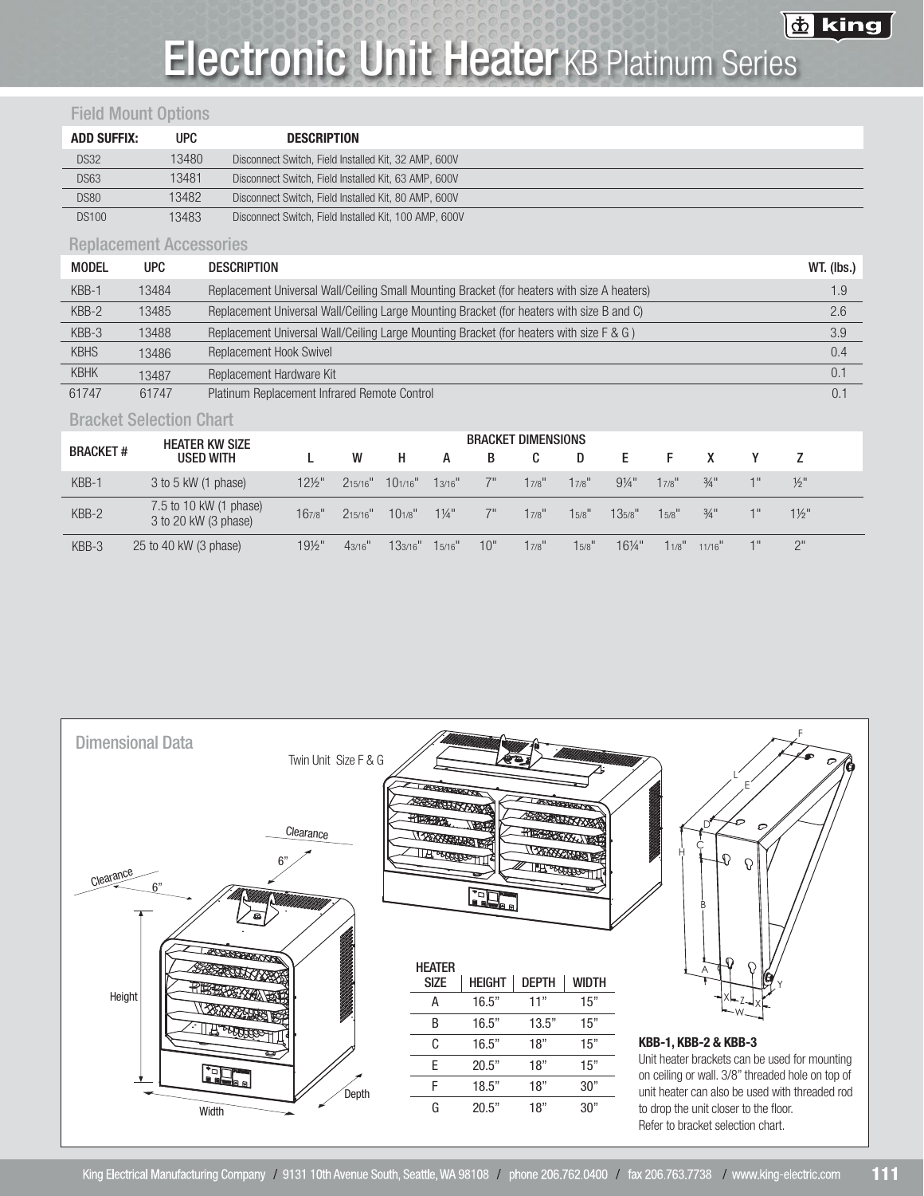# Electronic Unit Heater KB Platinum Series

## Field Mount Options

| ADD SUFFIX: | UPC | DESCRIPTION |
|---|---|---|
| DS32 | 13480 | Disconnect Switch, Field Installed Kit, 32 AMP, 600V |
| DS63 | 13481 | Disconnect Switch, Field Installed Kit, 63 AMP, 600V |
| DS80 | 13482 | Disconnect Switch, Field Installed Kit, 80 AMP, 600V |
| DS100 | 13483 | Disconnect Switch, Field Installed Kit, 100 AMP, 600V |

## Replacement Accessories

| MODEL | UPC | DESCRIPTION | WT. (lbs.) |
|---|---|---|---|
| KBB-1 | 13484 | Replacement Universal Wall/Ceiling Small Mounting Bracket (for heaters with size A heaters) | 1.9 |
| KBB-2 | 13485 | Replacement Universal Wall/Ceiling Large Mounting Bracket (for heaters with size B and C) | 2.6 |
| KBB-3 | 13488 | Replacement Universal Wall/Ceiling Large Mounting Bracket (for heaters with size F & G ) | 3.9 |
| KBHS | 13486 | Replacement Hook Swivel | 0.4 |
| KBHK | 13487 | Replacement Hardware Kit | 0.1 |
| 61747 | 61747 | Platinum Replacement Infrared Remote Control | 0.1 |

## Bracket Selection Chart

| BRACKET # | HEATER KW SIZE USED WITH | BRACKET DIMENSIONS L | W | H | A | B | C | D | E | F | X | Y | Z |
|---|---|---|---|---|---|---|---|---|---|---|---|---|---|
| KBB-1 | 3 to 5 kW (1 phase) | 12½" | 2 15/16" | 10 1/16" | 1 3/16" | 7" | 1 7/8" | 1 7/8" | 9¼" | 1 7/8" | ¾" | 1" | ½" |
| KBB-2 | 7.5 to 10 kW (1 phase) 3 to 20 kW (3 phase) | 16 7/8" | 2 15/16" | 10 1/8" | 1¼" | 7" | 1 7/8" | 1 5/8" | 13 5/8" | 1 5/8" | ¾" | 1" | 1½" |
| KBB-3 | 25 to 40 kW (3 phase) | 19½" | 4 3/16" | 13 3/16" | 1 5/16" | 10" | 1 7/8" | 1 5/8" | 16¼" | 1 1/8" | 11/16" | 1" | 2" |

## Dimensional Data

Twin Unit Size F & G

Clearance 6"

Clearance 6"

Height

Width

Depth

| HEATER SIZE | HEIGHT | DEPTH | WIDTH |
|---|---|---|---|
| A | 16.5" | 11" | 15" |
| B | 16.5" | 13.5" | 15" |
| C | 16.5" | 18" | 15" |
| E | 20.5" | 18" | 15" |
| F | 18.5" | 18" | 30" |
| G | 20.5" | 18" | 30" |

F L E D C H B A Y X Z X W

**KBB-1, KBB-2 & KBB-3**
Unit heater brackets can be used for mounting on ceiling or wall. 3/8" threaded hole on top of unit heater can also be used with threaded rod to drop the unit closer to the floor.
Refer to bracket selection chart.

King Electrical Manufacturing Company / 9131 10th Avenue South, Seattle, WA 98108 / phone 206.762.0400 / fax 206.763.7738 / www.king-electric.com